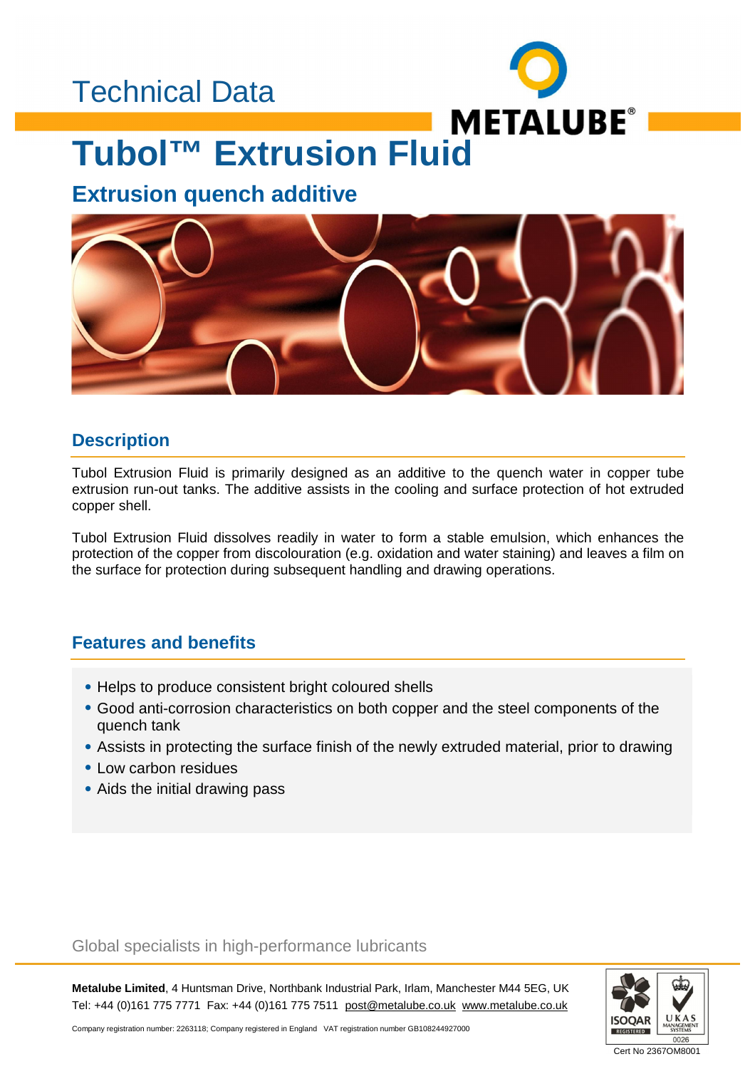Technical Data

METALUBE®

# Tubol™ Extrusion Fluid

## Extrusion quench additive

### Description

Tubol Extrusion Fluid is primarily designed as an additive to the quench water in copper tube extrusion run-out tanks. The additive assists in the cooling and surface protection of hot extruded copper shell.

Tubol Extrusion Fluid dissolves readily in water to form a stable emulsion, which enhances the protection of the copper from discolouration (e.g. oxidation and water staining) and leaves a film on the surface for protection during subsequent handling and drawing operations.

### Features and benefits

- Helps to produce consistent bright coloured shells
- Good anti-corrosion characteristics on both copper and the steel components of the quench tank
- Assists in protecting the surface finish of the newly extruded material, prior to drawing
- Low carbon residues
- Aids the initial drawing pass

Global specialists in high-performance lubricants

**Metalube Limited**, 4 Huntsman Drive, Northbank Industrial Park, Irlam, Manchester M44 5EG, UK
Tel: +44 (0)161 775 7771 Fax: +44 (0)161 775 7511 post@metalube.co.uk www.metalube.co.uk

Company registration number: 2263118; Company registered in England VAT registration number GB108244927000

ISOQAR REGISTERED UKAS MANAGEMENT SYSTEMS 0026
Cert No 2367OM8001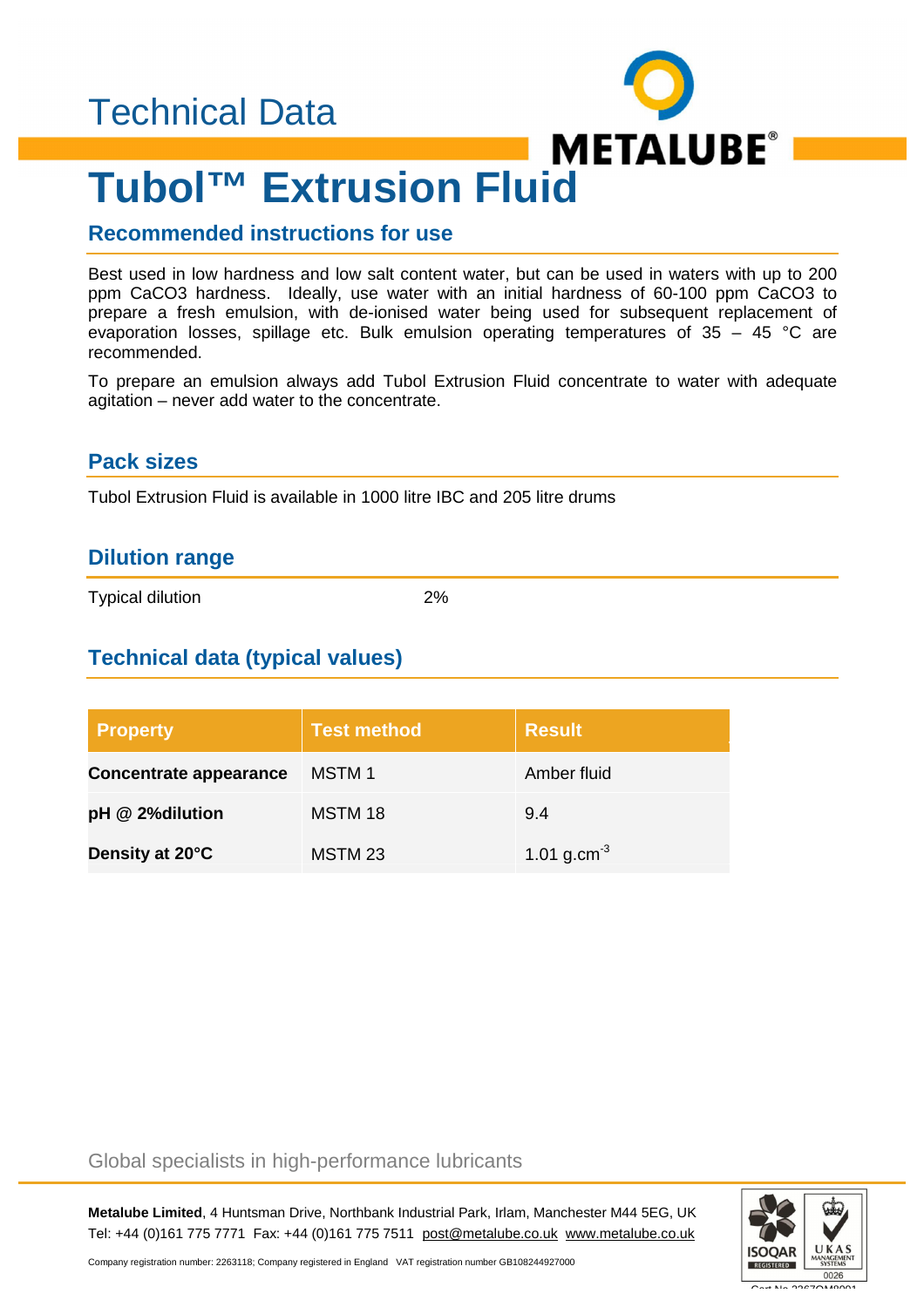Technical Data

# Tubol™ Extrusion Fluid

## Recommended instructions for use

Best used in low hardness and low salt content water, but can be used in waters with up to 200 ppm $CaCO_3$ hardness. Ideally, use water with an initial hardness of 60-100 ppm $CaCO_3$ to prepare a fresh emulsion, with de-ionised water being used for subsequent replacement of evaporation losses, spillage etc. Bulk emulsion operating temperatures of 35 – 45 °C are recommended.

To prepare an emulsion always add Tubol Extrusion Fluid concentrate to water with adequate agitation – never add water to the concentrate.

## Pack sizes

Tubol Extrusion Fluid is available in 1000 litre IBC and 205 litre drums

## Dilution range

| | |
|---|---|
| Typical dilution | 2% |

## Technical data (typical values)

| Property | Test method | Result |
|---|---|---|
| **Concentrate appearance** | MSTM 1 | Amber fluid |
| **pH @ 2%dilution** | MSTM 18 | 9.4 |
| **Density at 20°C** | MSTM 23 | 1.01 $g.cm^{-3}$ |

Global specialists in high-performance lubricants

**Metalube Limited**, 4 Huntsman Drive, Northbank Industrial Park, Irlam, Manchester M44 5EG, UK
Tel: +44 (0)161 775 7771 Fax: +44 (0)161 775 7511 post@metalube.co.uk www.metalube.co.uk

Company registration number: 2263118; Company registered in England VAT registration number GB108244927000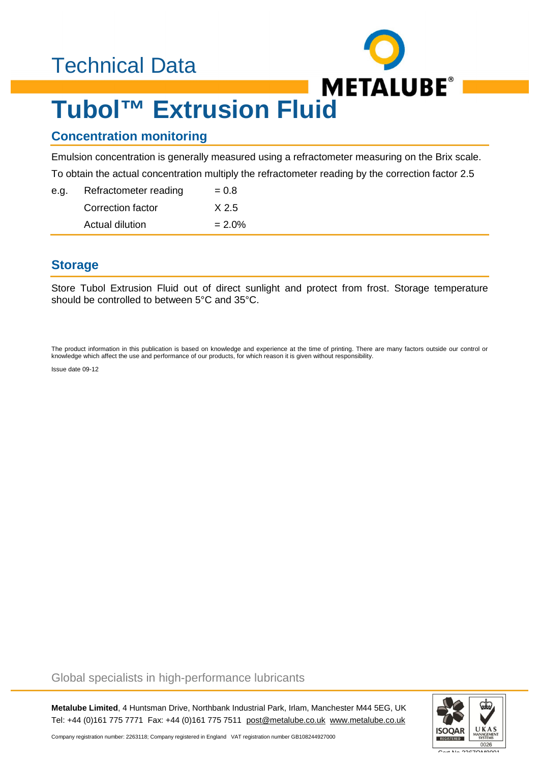Technical Data

# Tubol™ Extrusion Fluid

## Concentration monitoring

Emulsion concentration is generally measured using a refractometer measuring on the Brix scale.

To obtain the actual concentration multiply the refractometer reading by the correction factor 2.5

| | | |
|---|---|---|
| e.g. | Refractometer reading | = 0.8 |
| | Correction factor | X 2.5 |
| | Actual dilution | = 2.0% |

## Storage

Store Tubol Extrusion Fluid out of direct sunlight and protect from frost. Storage temperature should be controlled to between 5°C and 35°C.

The product information in this publication is based on knowledge and experience at the time of printing. There are many factors outside our control or knowledge which affect the use and performance of our products, for which reason it is given without responsibility.

Issue date 09-12

Global specialists in high-performance lubricants

**Metalube Limited**, 4 Huntsman Drive, Northbank Industrial Park, Irlam, Manchester M44 5EG, UK
Tel: +44 (0)161 775 7771 Fax: +44 (0)161 775 7511 post@metalube.co.uk www.metalube.co.uk

Company registration number: 2263118; Company registered in England VAT registration number GB108244927000